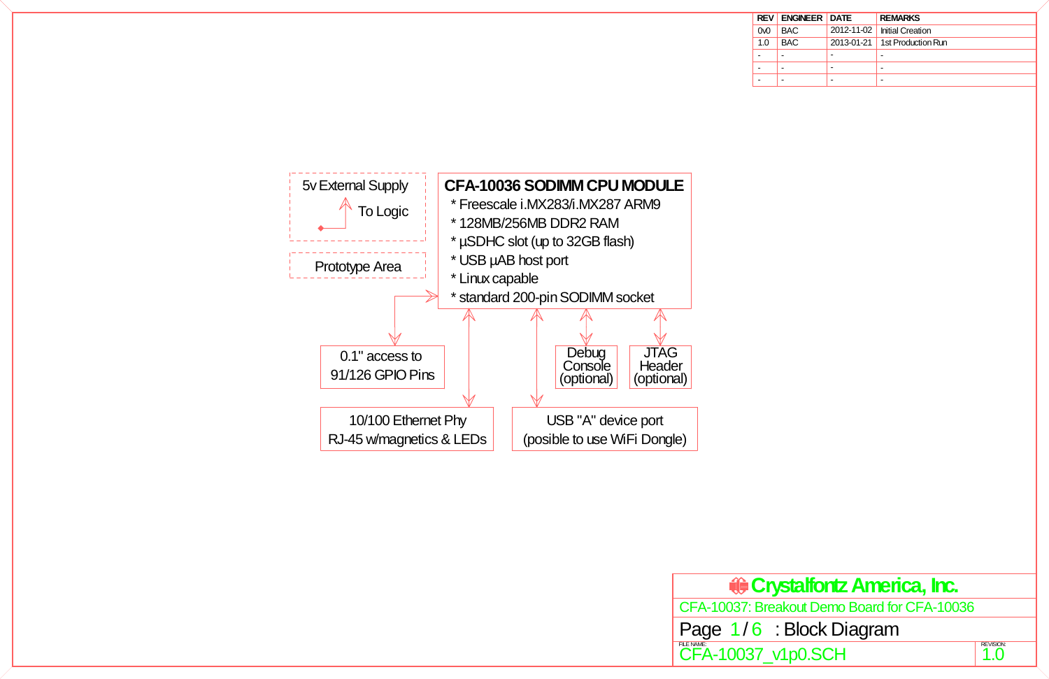| REV | ENGINEER | DATE | REMARKS |
|---|---|---|---|
| 0v0 | BAC | 2012-11-02 | Initial Creation |
| 1.0 | BAC | 2013-01-21 | 1st Production Run |
| - | - | - | - |
| - | - | - | - |
| - | - | - | - |

5v External Supply

To Logic

Prototype Area

**CFA-10036 SODIMM CPU MODULE**

* Freescale i.MX283/i.MX287 ARM9
* 128MB/256MB DDR2 RAM
* µSDHC slot (up to 32GB flash)
* USB µAB host port
* Linux capable
* standard 200-pin SODIMM socket

0.1" access to 91/126 GPIO Pins

Debug Console (optional)

JTAG Header (optional)

10/100 Ethernet Phy RJ-45 w/magnetics & LEDs

USB "A" device port (posible to use WiFi Dongle)

**Crystalfontz America, Inc.**

CFA-10037: Breakout Demo Board for CFA-10036

Page 1 / 6 : Block Diagram

FILE NAME: CFA-10037_v1p0.SCH

REVISION: 1.0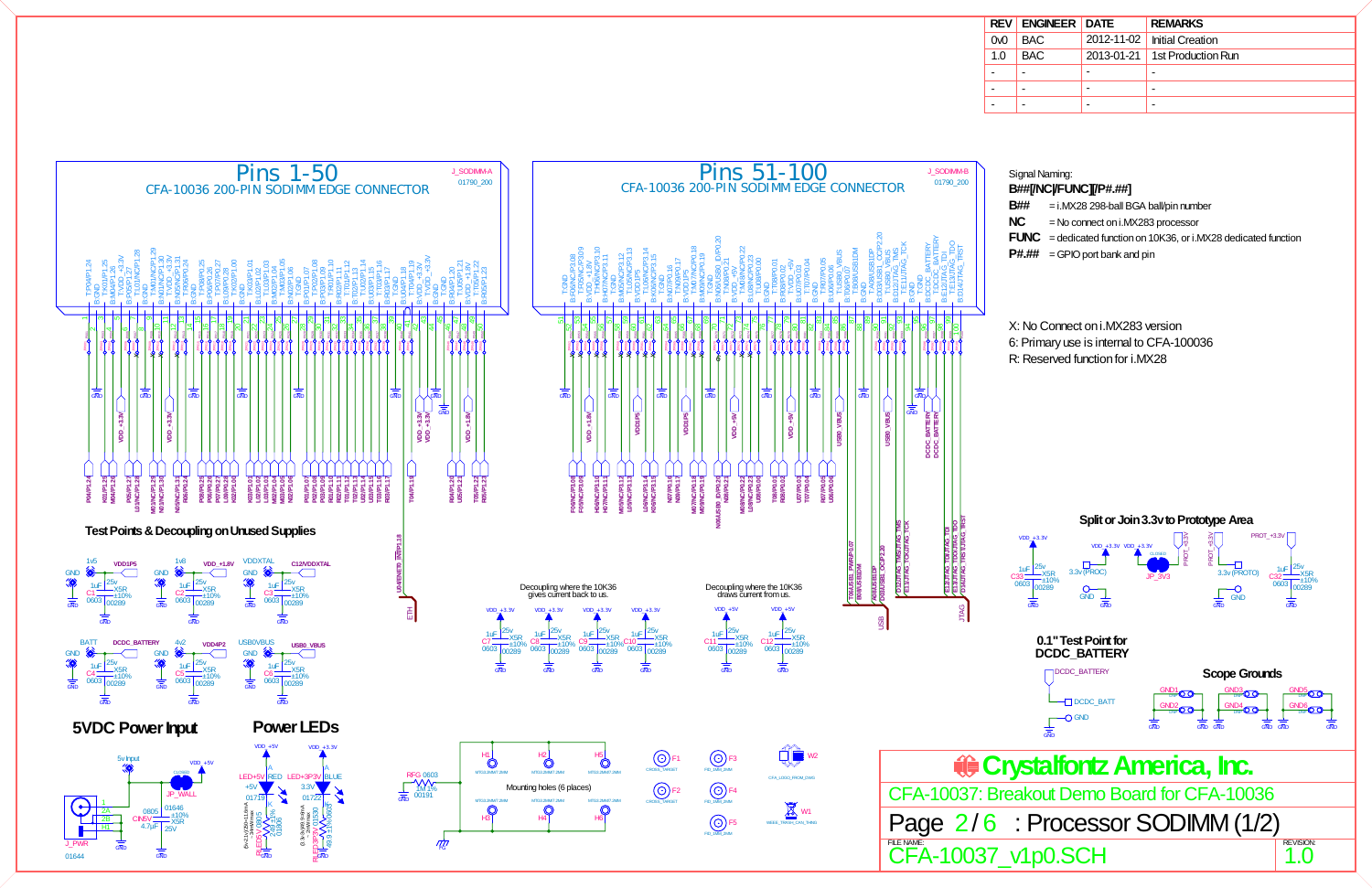| REV | ENGINEER | DATE | REMARKS |
|---|---|---|---|
| 0v0 | BAC | 2012-11-02 | Initial Creation |
| 1.0 | BAC | 2013-01-21 | 1st Production Run |
| - | - | - | - |
| - | - | - | - |
| - | - | - | - |

## Pins 1-50

CFA-10036 200-PIN SODIMM EDGE CONNECTOR

J_SODIMM-A 01790_200

## Pins 51-100

CFA-10036 200-PIN SODIMM EDGE CONNECTOR

J_SODIMM-B 01790_200

Signal Naming:

**B##[/NC/FUNC][/P#.##]**

- **B##** = i.MX28 298-ball BGA ball/pin number
- **NC** = No connect on i.MX283 processor
- **FUNC** = dedicated function on 10K36, or i.MX28 dedicated function
- **P#.##** = GPIO port bank and pin

X: No Connect on i.MX283 version

6: Primary use is internal to CFA-100036

R: Reserved function for i.MX28

### Test Points & Decoupling on Unused Supplies

### Split or Join 3.3v to Prototype Area

Decoupling where the 10K36 gives current back to us.

Decoupling where the 10K36 draws current from us.

### 0.1" Test Point for DCDC_BATTERY

### Scope Grounds

### 5VDC Power Input

### Power LEDs

Mounting holes (6 places)

**Crystalfontz America, Inc.**

CFA-10037: Breakout Demo Board for CFA-10036

Page 2/6 : Processor SODIMM (1/2)

FILE NAME: CFA-10037_v1p0.SCH

REVISION: 1.0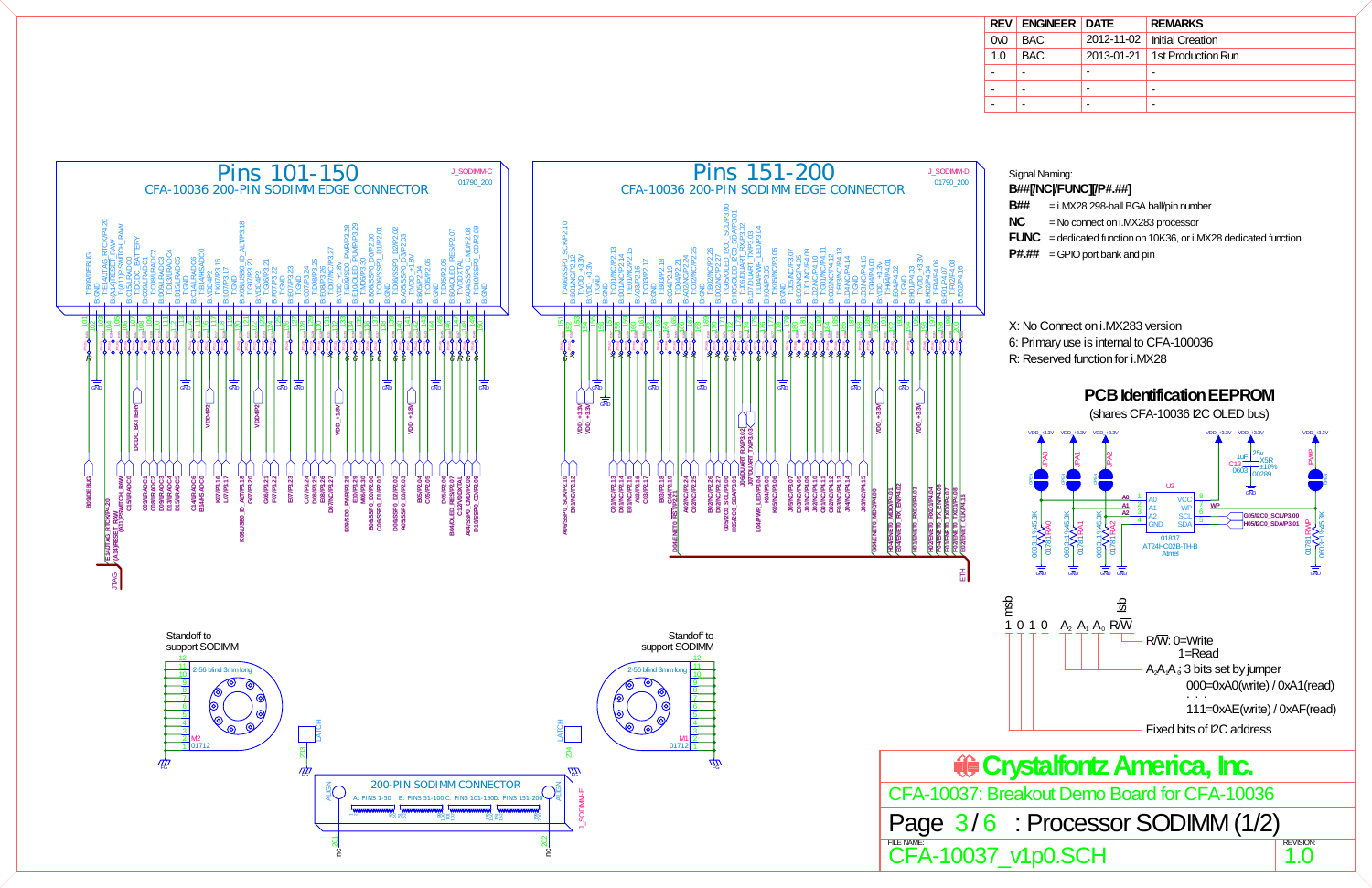| REV | ENGINEER | DATE | REMARKS |
|---|---|---|---|
| 0v0 | BAC | 2012-11-02 | Initial Creation |
| 1.0 | BAC | 2013-01-21 | 1st Production Run |
| - | - | - | - |
| - | - | - | - |
| - | - | - | - |

## Pins 101-150

CFA-10036 200-PIN SODIMM EDGE CONNECTOR

## Pins 151-200

CFA-10036 200-PIN SODIMM EDGE CONNECTOR

Signal Naming:

**B##[/NC|/FUNC][/P#.##]**

- **B##** = i.MX28 298-ball BGA ball/pin number
- **NC** = No connect on i.MX283 processor
- **FUNC** = dedicated function on 10K36, or i.MX28 dedicated function
- **P#.##** = GPIO port bank and pin

X: No Connect on i.MX283 version

6: Primary use is internal to CFA-100036

R: Reserved function for i.MX28

## PCB Identification EEPROM

(shares CFA-10036 I2C OLED bus)

msb 1 0 1 0 $A_2$ $A_1$ $A_0$ R/W lsb

- R/W: 0=Write, 1=Read
- $A_2A_1A_0$ 3 bits set by jumper
  - 000=0xA0(write) / 0xA1(read)
  - . . .
  - 111=0xAE(write) / 0xAF(read)
- Fixed bits of I2C address

Standoff to support SODIMM

200-PIN SODIMM CONNECTOR

A: PINS 1-50 B: PINS 51-100 C: PINS 101-150 D: PINS 151-200

**Crystalfontz America, Inc.**

CFA-10037: Breakout Demo Board for CFA-10036

Page 3/6 : Processor SODIMM (1/2)

FILE NAME: CFA-10037_v1p0.SCH

REVISION: 1.0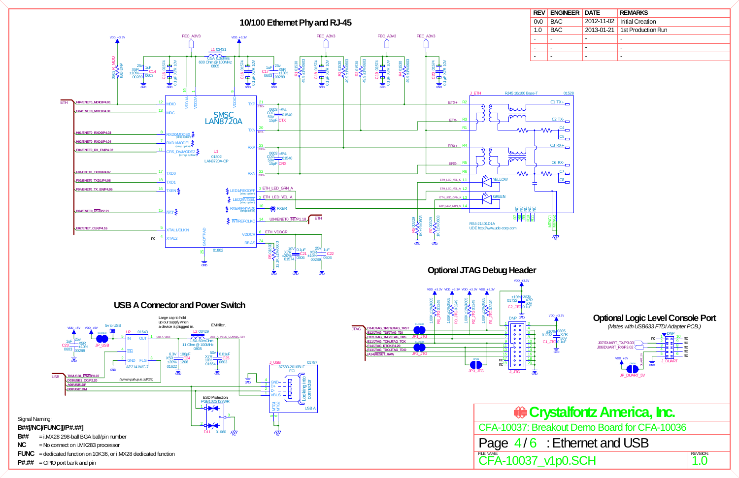| REV | ENGINEER | DATE | REMARKS |
| --- | --- | --- | --- |
| 0v0 | BAC | 2012-11-02 | Initial Creation |
| 1.0 | BAC | 2013-01-21 | 1st Production Run |
| - | - | - | - |
| - | - | - | - |
| - | - | - | - |

## 10/100 Ethernet Phy and RJ-45

## Optional JTAG Debug Header

## USB A Connector and Power Switch

## Optional Logic Level Console Port

*(Mates with USB633 FTDI Adapter PCB.)*

Signal Naming:

**B##[/NC/FUNC][/P#.##]**

- **B##** = i.MX28 298-ball BGA ball/pin number
- **NC** = No connect on i.MX283 processor
- **FUNC** = dedicated function on 10K36, or i.MX28 dedicated function
- **P#.##** = GPIO port bank and pin

**Crystalfontz America, Inc.**

CFA-10037: Breakout Demo Board for CFA-10036

Page 4 / 6 : Ethernet and USB

FILE NAME: CFA-10037_v1p0.SCH

REVISION: 1.0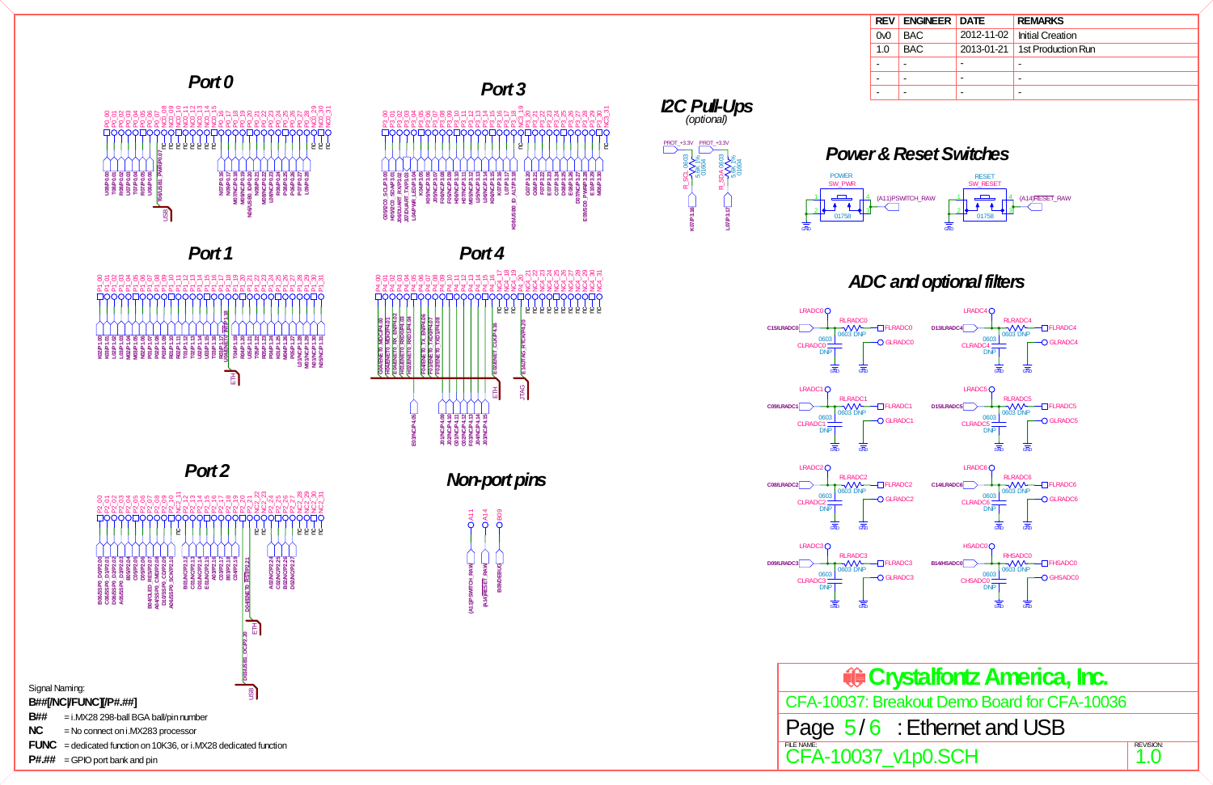| REV | ENGINEER | DATE | REMARKS |
| --- | --- | --- | --- |
| 0v0 | BAC | 2012-11-02 | Initial Creation |
| 1.0 | BAC | 2013-01-21 | 1st Production Run |
| - | - | - | - |
| - | - | - | - |
| - | - | - | - |

## Port 0

## Port 3

## I2C Pull-Ups
(optional)

PROT_+3.3V PROT_+3.3V

R_SCL 0603 5.6K 0.1%

R_SDA 0603 5.6K 0.1%

K07|P3.18 L07|P3.17

## Power & Reset Switches

POWER SW_PWR 01758 (A11)PSWITCH_RAW

RESET SW_RESET 01758 (A14)RESET_RAW

## Port 1

## Port 4

## ADC and optional filters

| Channel | Input | Resistor | Capacitor | Outputs |
| --- | --- | --- | --- | --- |
| LRADC0 | C15\|LRADC0 | RLRADC0 0603 DNP | CLRADC0 0603 DNP | FLRADC0, GLRADC0 |
| LRADC1 | C09\|LRADC1 | RLRADC1 0603 DNP | CLRADC1 0603 DNP | FLRADC1, GLRADC1 |
| LRADC2 | C08\|LRADC2 | RLRADC2 0603 DNP | CLRADC2 0603 DNP | FLRADC2, GLRADC2 |
| LRADC3 | D09\|LRADC3 | RLRADC3 0603 DNP | CLRADC3 0603 DNP | FLRADC3, GLRADC3 |
| LRADC4 | D13\|LRADC4 | RLRADC4 0603 DNP | CLRADC4 0603 DNP | FLRADC4, GLRADC4 |
| LRADC5 | D15\|LRADC5 | RLRADC5 0603 DNP | CLRADC5 0603 DNP | FLRADC5, GLRADC5 |
| LRADC6 | C14\|LRADC6 | RLRADC6 0603 DNP | CLRADC6 0603 DNP | FLRADC6, GLRADC6 |
| HSADC0 | B14\|HSADC0 | RHSADC0 0603 DNP | CHSADC0 0603 DNP | FHSADC0, GHSADC0 |

## Port 2

## Non-port pins

A11 A14 B09

(A11)PSWITCH_RAW (A14)RESET_RAW B09|DEBUG

Signal Naming:

**B##[/NC/FUNC][/P#.##]**

**B##** = i.MX28 298-ball BGA ball/pin number

**NC** = No connect on i.MX283 processor

**FUNC** = dedicated function on 10K36, or i.MX28 dedicated function

**P#.##** = GPIO port bank and pin

**Crystalfontz America, Inc.**

CFA-10037: Breakout Demo Board for CFA-10036

Page 5 / 6 : Ethernet and USB

FILE NAME: CFA-10037_v1p0.SCH

REVISION: 1.0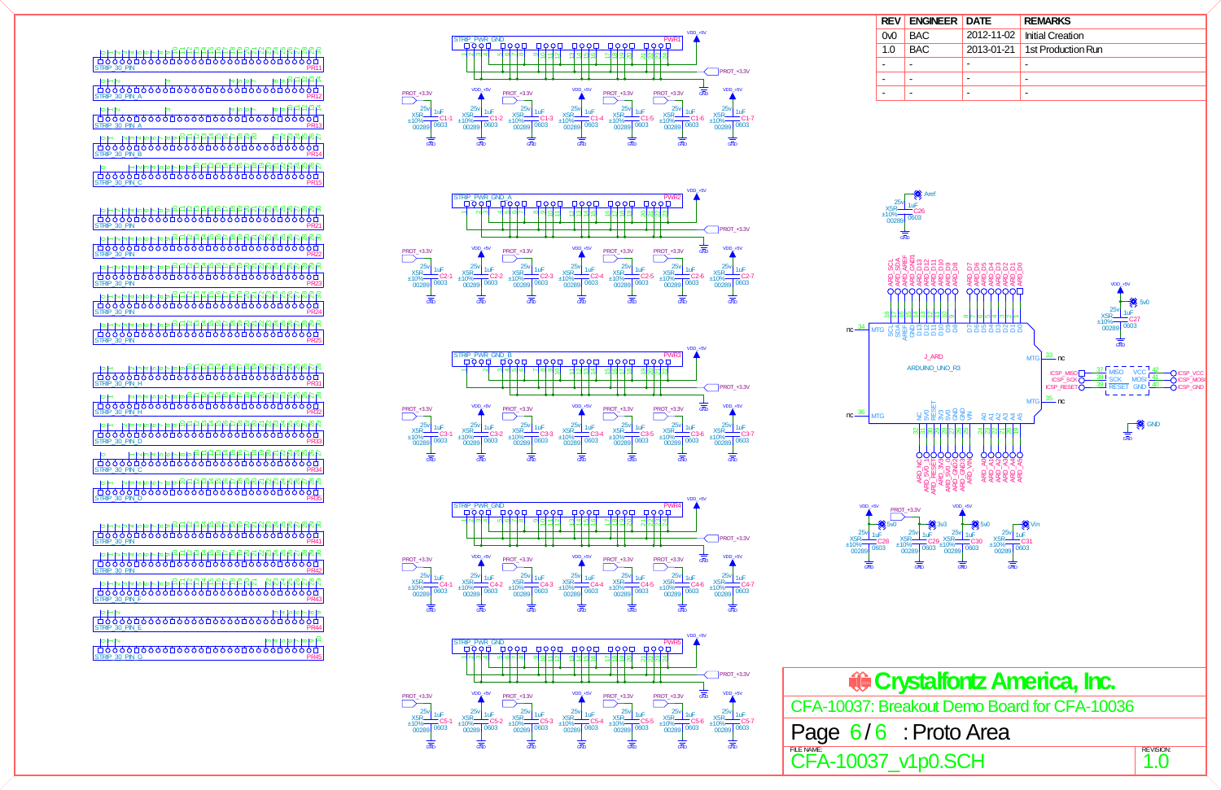| REV | ENGINEER | DATE | REMARKS |
| --- | --- | --- | --- |
| 0v0 | BAC | 2012-11-02 | Initial Creation |
| 1.0 | BAC | 2013-01-21 | 1st Production Run |
| - | - | - | - |
| - | - | - | - |
| - | - | - | - |

STRIP_30_PIN PR11
STRIP_30_PIN_A PR12
STRIP_30_PIN_A PR13
STRIP_30_PIN_B PR14
STRIP_30_PIN_C PR15

STRIP_30_PIN PR21
STRIP_30_PIN PR22
STRIP_30_PIN PR23
STRIP_30_PIN PR24
STRIP_30_PIN PR25

STRIP_30_PIN_H PR31
STRIP_30_PIN_H PR32
STRIP_30_PIN_D PR33
STRIP_30_PIN_C PR34
STRIP_30_PIN_D PR35

STRIP_30_PIN PR41
STRIP_30_PIN PR42
STRIP_30_PIN_F PR43
STRIP_30_PIN_E PR44
STRIP_30_PIN_G PR45

STRIP_PWR_GND PWR1
STRIP_PWR_GND_A PWR2
STRIP_PWR_GND_B PWR3
STRIP_PWR_GND PWR4
STRIP_PWR_GND PWR5

VDD_+5V
PROT_+3.3V

C1-1, C1-2, C1-3, C1-4, C1-5, C1-6, C1-7: 1uF 25v X5R ±10% 00289 0603
C2-1, C2-2, C2-3, C2-4, C2-5, C2-6, C2-7: 1uF 25v X5R ±10% 00289 0603
C3-1, C3-2, C3-3, C3-4, C3-5, C3-6, C3-7: 1uF 25v X5R ±10% 00289 0603
C4-1, C4-2, C4-3, C4-4, C4-5, C4-6, C4-7: 1uF 25v X5R ±10% 00289 0603
C5-1, C5-2, C5-3, C5-4, C5-5, C5-6, C5-7: 1uF 25v X5R ±10% 00289 0603

Aref
C26: 1uF 25v X5R ±10% 00289 0603

J_ARD
ARDUINO_UNO_R3

ARD_SCL, ARD_SDA, ARD_AREF, ARD_GND1, ARD_D13, ARD_D12, ARD_D11, ARD_D10, ARD_D9, ARD_D8, ARD_D7, ARD_D6, ARD_D5, ARD_D4, ARD_D3, ARD_D2, ARD_D1, ARD_D0

SCL, SDA, AREF, GND, D13, D12, D11, D10, D9, D8, D7, D6, D5, D4, D3, D2, D1, D0

MTG 34 nc, MTG 33 nc, MTG 35 nc, MTG 36 nc

NC, 5V0, RESET, 3V3, 5V0, GND, GND, VIN, A0, A1, A2, A3, A4, A5

ARD_NC, ARD_5V0_1, ARD_RESET, ARD_3V3, ARD_5V0_2, ARD_GND2, ARD_GND3, ARD_VIN, ARD_A0, ARD_A1, ARD_A2, ARD_A3, ARD_A4, ARD_A5

ICSP_MISO 37 MISO, ICSP_SCK 38 SCK, ICSP_RESET 39 RESET
VCC 42 ICSP_VCC, MOSI 41 ICSP_MOSI, GND 40 ICSP_GND

VDD_+5V 5v0
C27: 1uF 25v X5R ±10% 00289 0603

GND

C28: 1uF 25v X5R ±10% 00289 0603 (VDD_+5V, 5v0)
C29: 1uF 25v X5R ±10% 00289 0603 (PROT_+3.3V, 3v3)
C30: 1uF 25v X5R ±10% 00289 0603 (VDD_+5V, 5v0)
C31: 1uF 25v X5R ±10% 00289 0603 (Vin)

**Crystalfontz America, Inc.**

CFA-10037: Breakout Demo Board for CFA-10036

Page 6 / 6 : Proto Area

FILE NAME: CFA-10037_v1p0.SCH

REVISION: 1.0